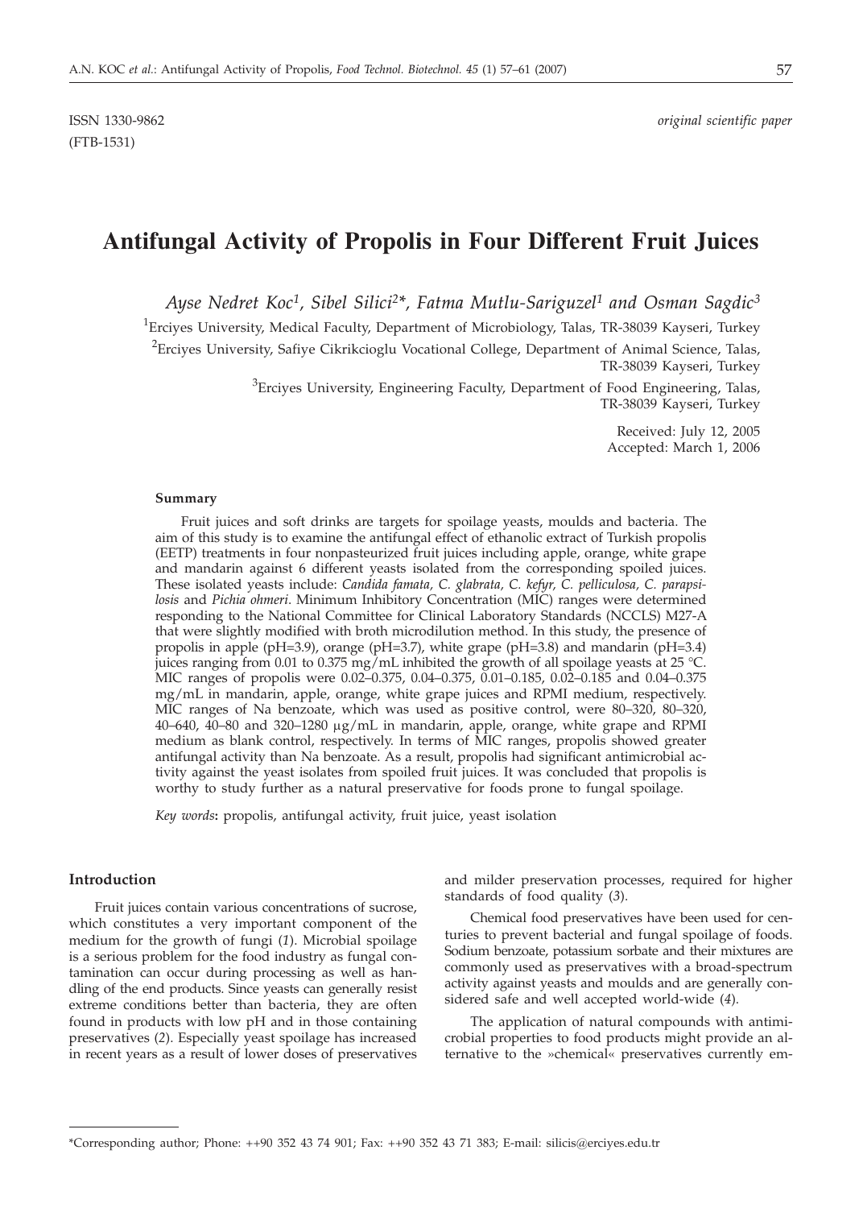ISSN 1330-9862 *original scientific paper*

(FTB-1531)

# Antifungal Activity of Propolis in Four Different Fruit Juices

*Ayse Nedret Koc[1], Sibel Silici[2]\*, Fatma Mutlu-Sariguzel[1] and Osman Sagdic[3]*

[1]Erciyes University, Medical Faculty, Department of Microbiology, Talas, TR-38039 Kayseri, Turkey

[2]Erciyes University, Safiye Cikrikcioglu Vocational College, Department of Animal Science, Talas, TR-38039 Kayseri, Turkey

[3]Erciyes University, Engineering Faculty, Department of Food Engineering, Talas, TR-38039 Kayseri, Turkey

Received: July 12, 2005
Accepted: March 1, 2006

### Summary

Fruit juices and soft drinks are targets for spoilage yeasts, moulds and bacteria. The aim of this study is to examine the antifungal effect of ethanolic extract of Turkish propolis (EETP) treatments in four nonpasteurized fruit juices including apple, orange, white grape and mandarin against 6 different yeasts isolated from the corresponding spoiled juices. These isolated yeasts include: *Candida famata, C. glabrata, C. kefyr, C. pelliculosa, C. parapsilosis* and *Pichia ohmeri*. Minimum Inhibitory Concentration (MIC) ranges were determined responding to the National Committee for Clinical Laboratory Standards (NCCLS) M27-A that were slightly modified with broth microdilution method. In this study, the presence of propolis in apple (pH=3.9), orange (pH=3.7), white grape (pH=3.8) and mandarin (pH=3.4) juices ranging from 0.01 to 0.375 mg/mL inhibited the growth of all spoilage yeasts at 25 °C. MIC ranges of propolis were 0.02–0.375, 0.04–0.375, 0.01–0.185, 0.02–0.185 and 0.04–0.375 mg/mL in mandarin, apple, orange, white grape juices and RPMI medium, respectively. MIC ranges of Na benzoate, which was used as positive control, were 80–320, 80–320, 40–640, 40–80 and 320–1280 μg/mL in mandarin, apple, orange, white grape and RPMI medium as blank control, respectively. In terms of MIC ranges, propolis showed greater antifungal activity than Na benzoate. As a result, propolis had significant antimicrobial activity against the yeast isolates from spoiled fruit juices. It was concluded that propolis is worthy to study further as a natural preservative for foods prone to fungal spoilage.

*Key words*: propolis, antifungal activity, fruit juice, yeast isolation

## Introduction

Fruit juices contain various concentrations of sucrose, which constitutes a very important component of the medium for the growth of fungi (*1*). Microbial spoilage is a serious problem for the food industry as fungal contamination can occur during processing as well as handling of the end products. Since yeasts can generally resist extreme conditions better than bacteria, they are often found in products with low pH and in those containing preservatives (*2*). Especially yeast spoilage has increased in recent years as a result of lower doses of preservatives and milder preservation processes, required for higher standards of food quality (*3*).

Chemical food preservatives have been used for centuries to prevent bacterial and fungal spoilage of foods. Sodium benzoate, potassium sorbate and their mixtures are commonly used as preservatives with a broad-spectrum activity against yeasts and moulds and are generally considered safe and well accepted world-wide (*4*).

The application of natural compounds with antimicrobial properties to food products might provide an alternative to the »chemical« preservatives currently em-

\*Corresponding author; Phone: ++90 352 43 74 901; Fax: ++90 352 43 71 383; E-mail: silicis@erciyes.edu.tr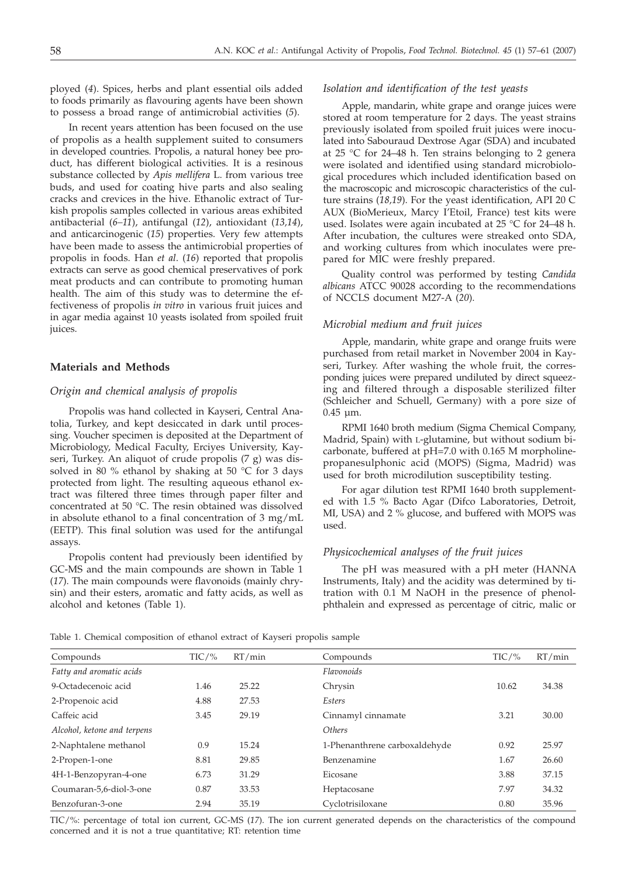ployed (*4*). Spices, herbs and plant essential oils added to foods primarily as flavouring agents have been shown to possess a broad range of antimicrobial activities (*5*).

In recent years attention has been focused on the use of propolis as a health supplement suited to consumers in developed countries. Propolis, a natural honey bee product, has different biological activities. It is a resinous substance collected by *Apis mellifera* L. from various tree buds, and used for coating hive parts and also sealing cracks and crevices in the hive. Ethanolic extract of Turkish propolis samples collected in various areas exhibited antibacterial (*6–11*), antifungal (*12*), antioxidant (*13,14*), and anticarcinogenic (*15*) properties. Very few attempts have been made to assess the antimicrobial properties of propolis in foods. Han *et al*. (*16*) reported that propolis extracts can serve as good chemical preservatives of pork meat products and can contribute to promoting human health. The aim of this study was to determine the effectiveness of propolis *in vitro* in various fruit juices and in agar media against 10 yeasts isolated from spoiled fruit juices.

## Materials and Methods

### *Origin and chemical analysis of propolis*

Propolis was hand collected in Kayseri, Central Anatolia, Turkey, and kept desiccated in dark until processing. Voucher specimen is deposited at the Department of Microbiology, Medical Faculty, Erciyes University, Kayseri, Turkey. An aliquot of crude propolis (7 g) was dissolved in 80 % ethanol by shaking at 50 °C for 3 days protected from light. The resulting aqueous ethanol extract was filtered three times through paper filter and concentrated at 50 °C. The resin obtained was dissolved in absolute ethanol to a final concentration of 3 mg/mL (EETP). This final solution was used for the antifungal assays.

Propolis content had previously been identified by GC-MS and the main compounds are shown in Table 1 (*17*). The main compounds were flavonoids (mainly chrysin) and their esters, aromatic and fatty acids, as well as alcohol and ketones (Table 1).

### *Isolation and identification of the test yeasts*

Apple, mandarin, white grape and orange juices were stored at room temperature for 2 days. The yeast strains previously isolated from spoiled fruit juices were inoculated into Sabouraud Dextrose Agar (SDA) and incubated at 25 °C for 24–48 h. Ten strains belonging to 2 genera were isolated and identified using standard microbiological procedures which included identification based on the macroscopic and microscopic characteristics of the culture strains (*18,19*). For the yeast identification, API 20 C AUX (BioMerieux, Marcy I'Etoil, France) test kits were used. Isolates were again incubated at 25 °C for 24–48 h. After incubation, the cultures were streaked onto SDA, and working cultures from which inoculates were prepared for MIC were freshly prepared.

Quality control was performed by testing *Candida albicans* ATCC 90028 according to the recommendations of NCCLS document M27-A (*20*).

### *Microbial medium and fruit juices*

Apple, mandarin, white grape and orange fruits were purchased from retail market in November 2004 in Kayseri, Turkey. After washing the whole fruit, the corresponding juices were prepared undiluted by direct squeezing and filtered through a disposable sterilized filter (Schleicher and Schuell, Germany) with a pore size of 0.45 μm.

RPMI 1640 broth medium (Sigma Chemical Company, Madrid, Spain) with L-glutamine, but without sodium bicarbonate, buffered at pH=7.0 with 0.165 M morpholinepropanesulphonic acid (MOPS) (Sigma, Madrid) was used for broth microdilution susceptibility testing.

For agar dilution test RPMI 1640 broth supplemented with 1.5 % Bacto Agar (Difco Laboratories, Detroit, MI, USA) and 2 % glucose, and buffered with MOPS was used.

### *Physicochemical analyses of the fruit juices*

The pH was measured with a pH meter (HANNA Instruments, Italy) and the acidity was determined by titration with 0.1 M NaOH in the presence of phenolphthalein and expressed as percentage of citric, malic or

Table 1. Chemical composition of ethanol extract of Kayseri propolis sample

| Compounds | TIC/% | RT/min | Compounds | TIC/% | RT/min |
|---|---|---|---|---|---|
| *Fatty and aromatic acids* | | | *Flavonoids* | | |
| 9-Octadecenoic acid | 1.46 | 25.22 | Chrysin | 10.62 | 34.38 |
| 2-Propenoic acid | 4.88 | 27.53 | *Esters* | | |
| Caffeic acid | 3.45 | 29.19 | Cinnamyl cinnamate | 3.21 | 30.00 |
| *Alcohol, ketone and terpens* | | | *Others* | | |
| 2-Naphtalene methanol | 0.9 | 15.24 | 1-Phenanthrene carboxaldehyde | 0.92 | 25.97 |
| 2-Propen-1-one | 8.81 | 29.85 | Benzenamine | 1.67 | 26.60 |
| 4H-1-Benzopyran-4-one | 6.73 | 31.29 | Eicosane | 3.88 | 37.15 |
| Coumaran-5,6-diol-3-one | 0.87 | 33.53 | Heptacosane | 7.97 | 34.32 |
| Benzofuran-3-one | 2.94 | 35.19 | Cyclotrisiloxane | 0.80 | 35.96 |

TIC/%: percentage of total ion current, GC-MS (*17*). The ion current generated depends on the characteristics of the compound concerned and it is not a true quantitative; RT: retention time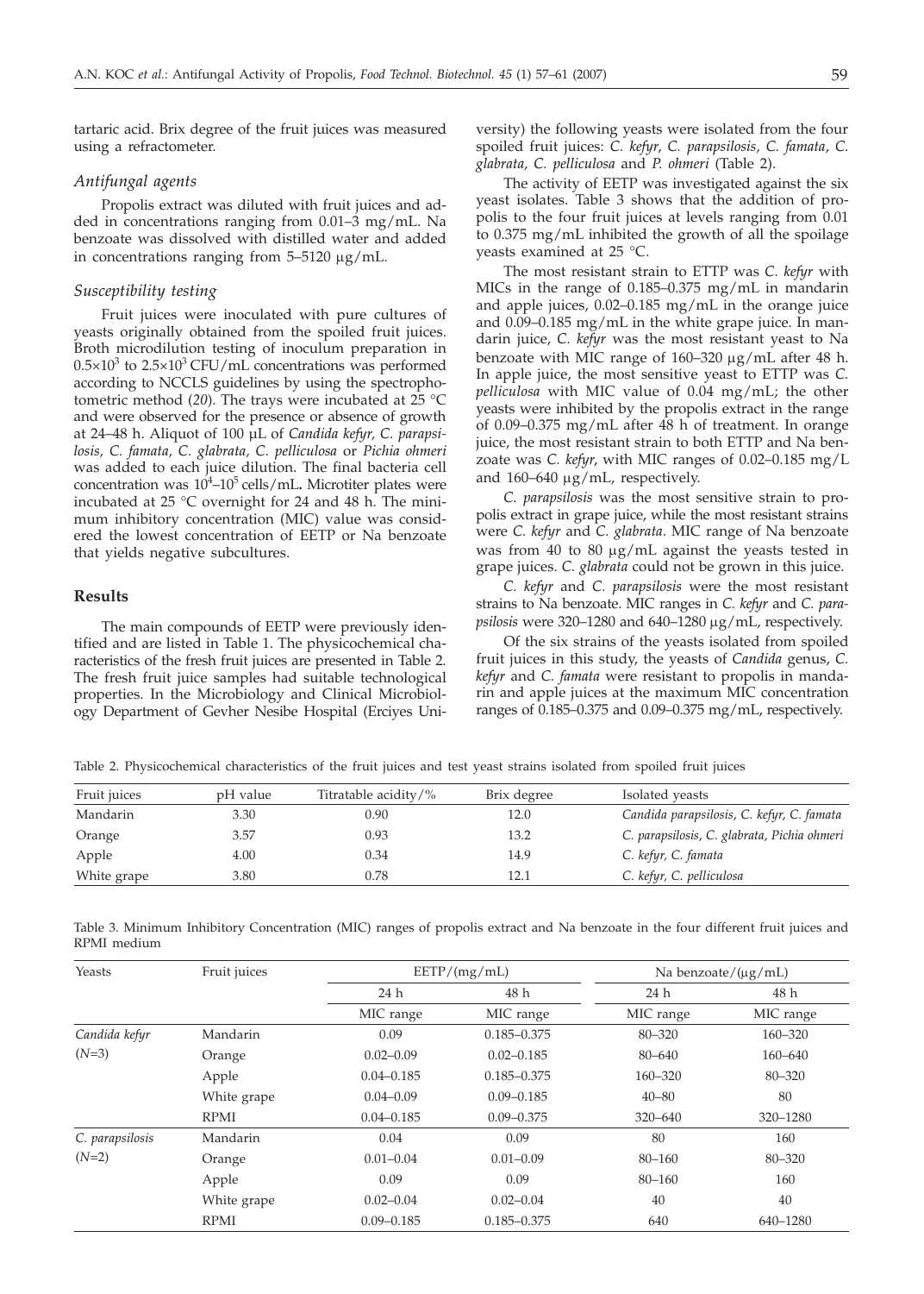tartaric acid. Brix degree of the fruit juices was measured using a refractometer.

### *Antifungal agents*

Propolis extract was diluted with fruit juices and added in concentrations ranging from 0.01–3 mg/mL. Na benzoate was dissolved with distilled water and added in concentrations ranging from 5–5120 μg/mL.

### *Susceptibility testing*

Fruit juices were inoculated with pure cultures of yeasts originally obtained from the spoiled fruit juices. Broth microdilution testing of inoculum preparation in $0.5\times10^3$ to $2.5\times10^3$ CFU/mL concentrations was performed according to NCCLS guidelines by using the spectrophotometric method (*20*). The trays were incubated at 25 °C and were observed for the presence or absence of growth at 24–48 h. Aliquot of 100 μL of *Candida kefyr*, *C. parapsilosis*, *C. famata*, *C. glabrata*, *C. pelliculosa* or *Pichia ohmeri* was added to each juice dilution. The final bacteria cell concentration was $10^4$–$10^5$ cells/mL. Microtiter plates were incubated at 25 °C overnight for 24 and 48 h. The minimum inhibitory concentration (MIC) value was considered the lowest concentration of EETP or Na benzoate that yields negative subcultures.

## Results

The main compounds of EETP were previously identified and are listed in Table 1. The physicochemical characteristics of the fresh fruit juices are presented in Table 2. The fresh fruit juice samples had suitable technological properties. In the Microbiology and Clinical Microbiology Department of Gevher Nesibe Hospital (Erciyes University) the following yeasts were isolated from the four spoiled fruit juices: *C. kefyr*, *C. parapsilosis*, *C. famata*, *C. glabrata*, *C. pelliculosa* and *P. ohmeri* (Table 2).

The activity of EETP was investigated against the six yeast isolates. Table 3 shows that the addition of propolis to the four fruit juices at levels ranging from 0.01 to 0.375 mg/mL inhibited the growth of all the spoilage yeasts examined at 25 °C.

The most resistant strain to ETTP was *C. kefyr* with MICs in the range of 0.185–0.375 mg/mL in mandarin and apple juices, 0.02–0.185 mg/mL in the orange juice and 0.09–0.185 mg/mL in the white grape juice. In mandarin juice, *C. kefyr* was the most resistant yeast to Na benzoate with MIC range of 160–320 μg/mL after 48 h. In apple juice, the most sensitive yeast to ETTP was *C. pelliculosa* with MIC value of 0.04 mg/mL; the other yeasts were inhibited by the propolis extract in the range of 0.09–0.375 mg/mL after 48 h of treatment. In orange juice, the most resistant strain to both ETTP and Na benzoate was *C. kefyr*, with MIC ranges of 0.02–0.185 mg/L and 160–640 μg/mL, respectively.

*C. parapsilosis* was the most sensitive strain to propolis extract in grape juice, while the most resistant strains were *C. kefyr* and *C. glabrata*. MIC range of Na benzoate was from 40 to 80 μg/mL against the yeasts tested in grape juices. *C. glabrata* could not be grown in this juice.

*C. kefyr* and *C. parapsilosis* were the most resistant strains to Na benzoate. MIC ranges in *C. kefyr* and *C. parapsilosis* were 320–1280 and 640–1280 μg/mL, respectively.

Of the six strains of the yeasts isolated from spoiled fruit juices in this study, the yeasts of *Candida* genus, *C. kefyr* and *C. famata* were resistant to propolis in mandarin and apple juices at the maximum MIC concentration ranges of 0.185–0.375 and 0.09–0.375 mg/mL, respectively.

Table 2. Physicochemical characteristics of the fruit juices and test yeast strains isolated from spoiled fruit juices

| Fruit juices | pH value | Titratable acidity/% | Brix degree | Isolated yeasts |
|---|---|---|---|---|
| Mandarin | 3.30 | 0.90 | 12.0 | *Candida parapsilosis, C. kefyr, C. famata* |
| Orange | 3.57 | 0.93 | 13.2 | *C. parapsilosis, C. glabrata, Pichia ohmeri* |
| Apple | 4.00 | 0.34 | 14.9 | *C. kefyr, C. famata* |
| White grape | 3.80 | 0.78 | 12.1 | *C. kefyr, C. pelliculosa* |

Table 3. Minimum Inhibitory Concentration (MIC) ranges of propolis extract and Na benzoate in the four different fruit juices and RPMI medium

| Yeasts | Fruit juices | EETP/(mg/mL) | | Na benzoate/(μg/mL) | |
|---|---|---|---|---|---|
| | | 24 h | 48 h | 24 h | 48 h |
| | | MIC range | MIC range | MIC range | MIC range |
| *Candida kefyr* | Mandarin | 0.09 | 0.185–0.375 | 80–320 | 160–320 |
| (*N*=3) | Orange | 0.02–0.09 | 0.02–0.185 | 80–640 | 160–640 |
| | Apple | 0.04–0.185 | 0.185–0.375 | 160–320 | 80–320 |
| | White grape | 0.04–0.09 | 0.09–0.185 | 40–80 | 80 |
| | RPMI | 0.04–0.185 | 0.09–0.375 | 320–640 | 320–1280 |
| *C. parapsilosis* | Mandarin | 0.04 | 0.09 | 80 | 160 |
| (*N*=2) | Orange | 0.01–0.04 | 0.01–0.09 | 80–160 | 80–320 |
| | Apple | 0.09 | 0.09 | 80–160 | 160 |
| | White grape | 0.02–0.04 | 0.02–0.04 | 40 | 40 |
| | RPMI | 0.09–0.185 | 0.185–0.375 | 640 | 640–1280 |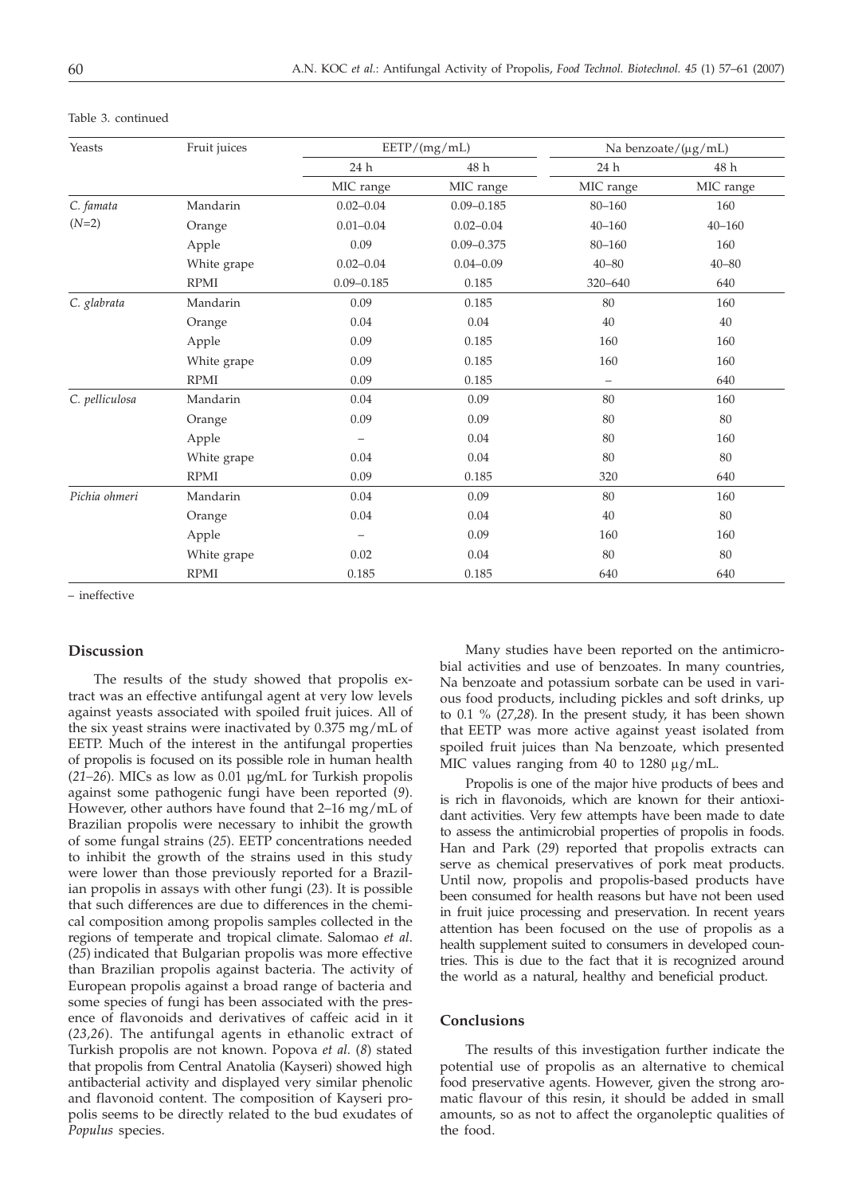Table 3. continued

| Yeasts | Fruit juices | EETP/(mg/mL) | | Na benzoate/(μg/mL) | |
|---|---|---|---|---|---|
| | | 24 h | 48 h | 24 h | 48 h |
| | | MIC range | MIC range | MIC range | MIC range |
| *C. famata* | Mandarin | 0.02–0.04 | 0.09–0.185 | 80–160 | 160 |
| (*N*=2) | Orange | 0.01–0.04 | 0.02–0.04 | 40–160 | 40–160 |
| | Apple | 0.09 | 0.09–0.375 | 80–160 | 160 |
| | White grape | 0.02–0.04 | 0.04–0.09 | 40–80 | 40–80 |
| | RPMI | 0.09–0.185 | 0.185 | 320–640 | 640 |
| *C. glabrata* | Mandarin | 0.09 | 0.185 | 80 | 160 |
| | Orange | 0.04 | 0.04 | 40 | 40 |
| | Apple | 0.09 | 0.185 | 160 | 160 |
| | White grape | 0.09 | 0.185 | 160 | 160 |
| | RPMI | 0.09 | 0.185 | – | 640 |
| *C. pelliculosa* | Mandarin | 0.04 | 0.09 | 80 | 160 |
| | Orange | 0.09 | 0.09 | 80 | 80 |
| | Apple | – | 0.04 | 80 | 160 |
| | White grape | 0.04 | 0.04 | 80 | 80 |
| | RPMI | 0.09 | 0.185 | 320 | 640 |
| *Pichia ohmeri* | Mandarin | 0.04 | 0.09 | 80 | 160 |
| | Orange | 0.04 | 0.04 | 40 | 80 |
| | Apple | – | 0.09 | 160 | 160 |
| | White grape | 0.02 | 0.04 | 80 | 80 |
| | RPMI | 0.185 | 0.185 | 640 | 640 |

– ineffective

## Discussion

The results of the study showed that propolis extract was an effective antifungal agent at very low levels against yeasts associated with spoiled fruit juices. All of the six yeast strains were inactivated by 0.375 mg/mL of EETP. Much of the interest in the antifungal properties of propolis is focused on its possible role in human health (*21–26*). MICs as low as 0.01 μg/mL for Turkish propolis against some pathogenic fungi have been reported (*9*). However, other authors have found that 2–16 mg/mL of Brazilian propolis were necessary to inhibit the growth of some fungal strains (*25*). EETP concentrations needed to inhibit the growth of the strains used in this study were lower than those previously reported for a Brazilian propolis in assays with other fungi (*23*). It is possible that such differences are due to differences in the chemical composition among propolis samples collected in the regions of temperate and tropical climate. Salomao *et al.* (*25*) indicated that Bulgarian propolis was more effective than Brazilian propolis against bacteria. The activity of European propolis against a broad range of bacteria and some species of fungi has been associated with the presence of flavonoids and derivatives of caffeic acid in it (*23,26*). The antifungal agents in ethanolic extract of Turkish propolis are not known. Popova *et al.* (*8*) stated that propolis from Central Anatolia (Kayseri) showed high antibacterial activity and displayed very similar phenolic and flavonoid content. The composition of Kayseri propolis seems to be directly related to the bud exudates of *Populus* species.

Many studies have been reported on the antimicrobial activities and use of benzoates. In many countries, Na benzoate and potassium sorbate can be used in various food products, including pickles and soft drinks, up to 0.1 % (*27,28*). In the present study, it has been shown that EETP was more active against yeast isolated from spoiled fruit juices than Na benzoate, which presented MIC values ranging from 40 to 1280 μg/mL.

Propolis is one of the major hive products of bees and is rich in flavonoids, which are known for their antioxidant activities. Very few attempts have been made to date to assess the antimicrobial properties of propolis in foods. Han and Park (*29*) reported that propolis extracts can serve as chemical preservatives of pork meat products. Until now, propolis and propolis-based products have been consumed for health reasons but have not been used in fruit juice processing and preservation. In recent years attention has been focused on the use of propolis as a health supplement suited to consumers in developed countries. This is due to the fact that it is recognized around the world as a natural, healthy and beneficial product.

## Conclusions

The results of this investigation further indicate the potential use of propolis as an alternative to chemical food preservative agents. However, given the strong aromatic flavour of this resin, it should be added in small amounts, so as not to affect the organoleptic qualities of the food.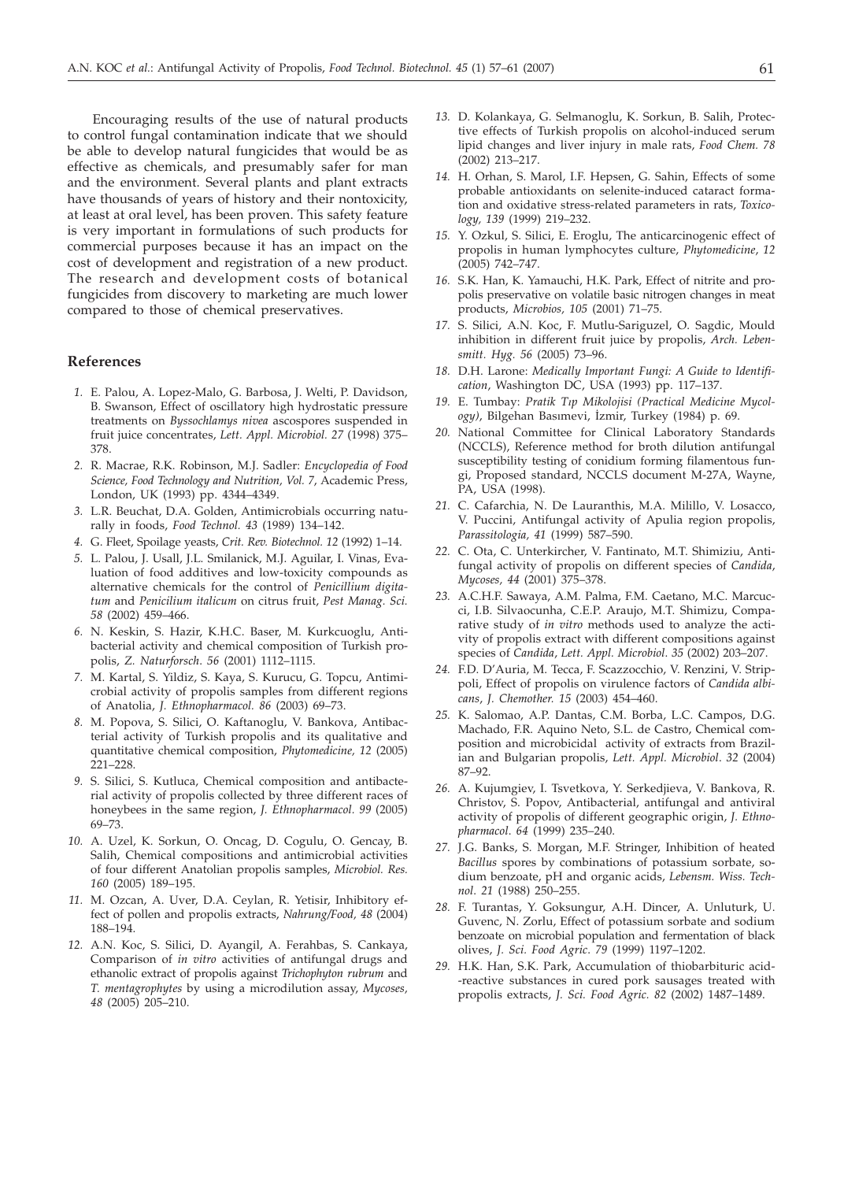Encouraging results of the use of natural products to control fungal contamination indicate that we should be able to develop natural fungicides that would be as effective as chemicals, and presumably safer for man and the environment. Several plants and plant extracts have thousands of years of history and their nontoxicity, at least at oral level, has been proven. This safety feature is very important in formulations of such products for commercial purposes because it has an impact on the cost of development and registration of a new product. The research and development costs of botanical fungicides from discovery to marketing are much lower compared to those of chemical preservatives.

## References

1. E. Palou, A. Lopez-Malo, G. Barbosa, J. Welti, P. Davidson, B. Swanson, Effect of oscillatory high hydrostatic pressure treatments on *Byssochlamys nivea* ascospores suspended in fruit juice concentrates, *Lett. Appl. Microbiol. 27* (1998) 375–378.
2. R. Macrae, R.K. Robinson, M.J. Sadler: *Encyclopedia of Food Science, Food Technology and Nutrition, Vol. 7*, Academic Press, London, UK (1993) pp. 4344–4349.
3. L.R. Beuchat, D.A. Golden, Antimicrobials occurring naturally in foods, *Food Technol. 43* (1989) 134–142.
4. G. Fleet, Spoilage yeasts, *Crit. Rev. Biotechnol. 12* (1992) 1–14.
5. L. Palou, J. Usall, J.L. Smilanick, M.J. Aguilar, I. Vinas, Evaluation of food additives and low-toxicity compounds as alternative chemicals for the control of *Penicillium digitatum* and *Penicilium italicum* on citrus fruit, *Pest Manag. Sci. 58* (2002) 459–466.
6. N. Keskin, S. Hazir, K.H.C. Baser, M. Kurkcuoglu, Antibacterial activity and chemical composition of Turkish propolis, *Z. Naturforsch. 56* (2001) 1112–1115.
7. M. Kartal, S. Yildiz, S. Kaya, S. Kurucu, G. Topcu, Antimicrobial activity of propolis samples from different regions of Anatolia, *J. Ethnopharmacol. 86* (2003) 69–73.
8. M. Popova, S. Silici, O. Kaftanoglu, V. Bankova, Antibacterial activity of Turkish propolis and its qualitative and quantitative chemical composition, *Phytomedicine, 12* (2005) 221–228.
9. S. Silici, S. Kutluca, Chemical composition and antibacterial activity of propolis collected by three different races of honeybees in the same region, *J. Ethnopharmacol. 99* (2005) 69–73.
10. A. Uzel, K. Sorkun, O. Oncag, D. Cogulu, O. Gencay, B. Salih, Chemical compositions and antimicrobial activities of four different Anatolian propolis samples, *Microbiol. Res. 160* (2005) 189–195.
11. M. Ozcan, A. Uver, D.A. Ceylan, R. Yetisir, Inhibitory effect of pollen and propolis extracts, *Nahrung/Food*, *48* (2004) 188–194.
12. A.N. Koc, S. Silici, D. Ayangil, A. Ferahbas, S. Cankaya, Comparison of *in vitro* activities of antifungal drugs and ethanolic extract of propolis against *Trichophyton rubrum* and *T. mentagrophytes* by using a microdilution assay, *Mycoses, 48* (2005) 205–210.
13. D. Kolankaya, G. Selmanoglu, K. Sorkun, B. Salih, Protective effects of Turkish propolis on alcohol-induced serum lipid changes and liver injury in male rats, *Food Chem. 78* (2002) 213–217.
14. H. Orhan, S. Marol, I.F. Hepsen, G. Sahin, Effects of some probable antioxidants on selenite-induced cataract formation and oxidative stress-related parameters in rats, *Toxicology, 139* (1999) 219–232.
15. Y. Ozkul, S. Silici, E. Eroglu, The anticarcinogenic effect of propolis in human lymphocytes culture, *Phytomedicine*, *12* (2005) 742–747.
16. S.K. Han, K. Yamauchi, H.K. Park, Effect of nitrite and propolis preservative on volatile basic nitrogen changes in meat products, *Microbios, 105* (2001) 71–75.
17. S. Silici, A.N. Koc, F. Mutlu-Sariguzel, O. Sagdic, Mould inhibition in different fruit juice by propolis, *Arch. Lebensmitt. Hyg. 56* (2005) 73–96.
18. D.H. Larone: *Medically Important Fungi: A Guide to Identification*, Washington DC, USA (1993) pp. 117–137.
19. E. Tumbay: *Pratik Tıp Mikolojisi (Practical Medicine Mycology)*, Bilgehan Basımevi, İzmir, Turkey (1984) p. 69.
20. National Committee for Clinical Laboratory Standards (NCCLS), Reference method for broth dilution antifungal susceptibility testing of conidium forming filamentous fungi, Proposed standard, NCCLS document M-27A, Wayne, PA, USA (1998).
21. C. Cafarchia, N. De Lauranthis, M.A. Milillo, V. Losacco, V. Puccini, Antifungal activity of Apulia region propolis, *Parassitologia, 41* (1999) 587–590.
22. C. Ota, C. Unterkircher, V. Fantinato, M.T. Shimiziu, Antifungal activity of propolis on different species of *Candida*, *Mycoses, 44* (2001) 375–378.
23. A.C.H.F. Sawaya, A.M. Palma, F.M. Caetano, M.C. Marcucci, I.B. Silvaocunha, C.E.P. Araujo, M.T. Shimizu, Comparative study of *in vitro* methods used to analyze the activity of propolis extract with different compositions against species of *Candida*, *Lett. Appl. Microbiol. 35* (2002) 203–207.
24. F.D. D'Auria, M. Tecca, F. Scazzocchio, V. Renzini, V. Strippoli, Effect of propolis on virulence factors of *Candida albicans*, *J. Chemother. 15* (2003) 454–460.
25. K. Salomao, A.P. Dantas, C.M. Borba, L.C. Campos, D.G. Machado, F.R. Aquino Neto, S.L. de Castro, Chemical composition and microbicidal activity of extracts from Brazilian and Bulgarian propolis, *Lett. Appl. Microbiol*. *32* (2004) 87–92.
26. A. Kujumgiev, I. Tsvetkova, Y. Serkedjieva, V. Bankova, R. Christov, S. Popov, Antibacterial, antifungal and antiviral activity of propolis of different geographic origin, *J. Ethnopharmacol*. *64* (1999) 235–240.
27. J.G. Banks, S. Morgan, M.F. Stringer, Inhibition of heated *Bacillus* spores by combinations of potassium sorbate, sodium benzoate, pH and organic acids, *Lebensm. Wiss. Technol*. *21* (1988) 250–255.
28. F. Turantas, Y. Goksungur, A.H. Dincer, A. Unluturk, U. Guvenc, N. Zorlu, Effect of potassium sorbate and sodium benzoate on microbial population and fermentation of black olives, *J. Sci. Food Agric*. *79* (1999) 1197–1202.
29. H.K. Han, S.K. Park, Accumulation of thiobarbituric acid-reactive substances in cured pork sausages treated with propolis extracts, *J. Sci. Food Agric. 82* (2002) 1487–1489.